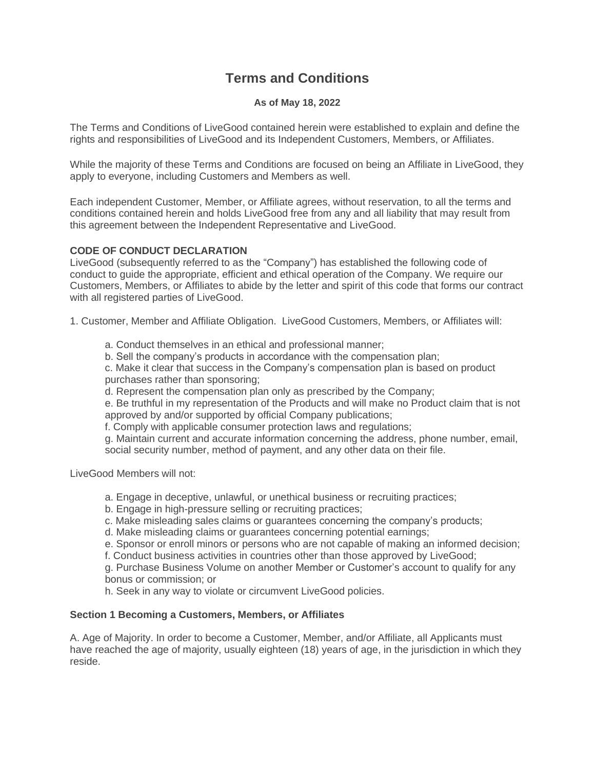# Terms and Conditions

**As of May 18, 2022**

The Terms and Conditions of LiveGood contained herein were established to explain and define the rights and responsibilities of LiveGood and its Independent Customers, Members, or Affiliates.

While the majority of these Terms and Conditions are focused on being an Affiliate in LiveGood, they apply to everyone, including Customers and Members as well.

Each independent Customer, Member, or Affiliate agrees, without reservation, to all the terms and conditions contained herein and holds LiveGood free from any and all liability that may result from this agreement between the Independent Representative and LiveGood.

**CODE OF CONDUCT DECLARATION**

LiveGood (subsequently referred to as the "Company") has established the following code of conduct to guide the appropriate, efficient and ethical operation of the Company. We require our Customers, Members, or Affiliates to abide by the letter and spirit of this code that forms our contract with all registered parties of LiveGood.

1. Customer, Member and Affiliate Obligation. LiveGood Customers, Members, or Affiliates will:

   a. Conduct themselves in an ethical and professional manner;
   b. Sell the company's products in accordance with the compensation plan;
   c. Make it clear that success in the Company's compensation plan is based on product purchases rather than sponsoring;
   d. Represent the compensation plan only as prescribed by the Company;
   e. Be truthful in my representation of the Products and will make no Product claim that is not approved by and/or supported by official Company publications;
   f. Comply with applicable consumer protection laws and regulations;
   g. Maintain current and accurate information concerning the address, phone number, email, social security number, method of payment, and any other data on their file.

LiveGood Members will not:

   a. Engage in deceptive, unlawful, or unethical business or recruiting practices;
   b. Engage in high-pressure selling or recruiting practices;
   c. Make misleading sales claims or guarantees concerning the company's products;
   d. Make misleading claims or guarantees concerning potential earnings;
   e. Sponsor or enroll minors or persons who are not capable of making an informed decision;
   f. Conduct business activities in countries other than those approved by LiveGood;
   g. Purchase Business Volume on another Member or Customer's account to qualify for any bonus or commission; or
   h. Seek in any way to violate or circumvent LiveGood policies.

**Section 1 Becoming a Customers, Members, or Affiliates**

A. Age of Majority. In order to become a Customer, Member, and/or Affiliate, all Applicants must have reached the age of majority, usually eighteen (18) years of age, in the jurisdiction in which they reside.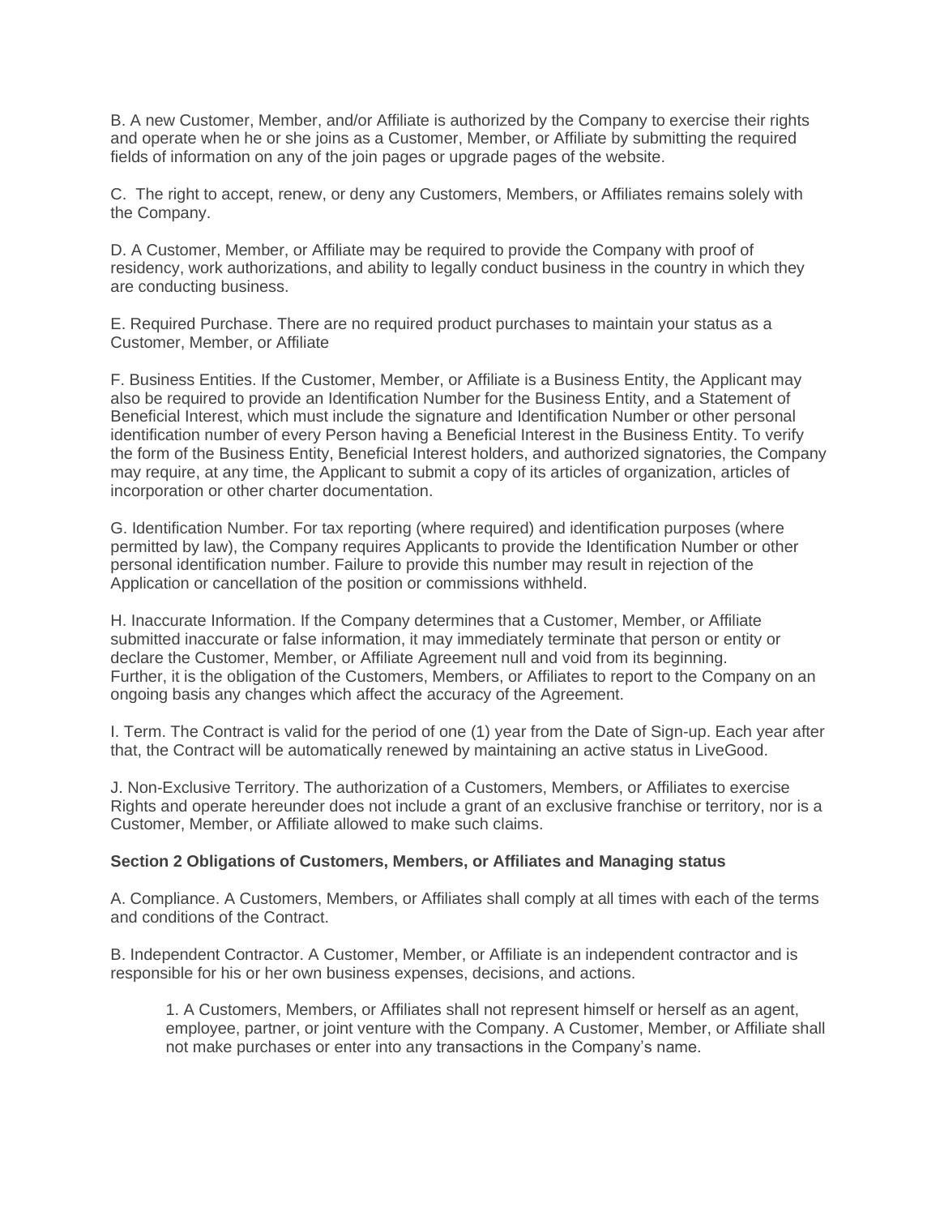B. A new Customer, Member, and/or Affiliate is authorized by the Company to exercise their rights and operate when he or she joins as a Customer, Member, or Affiliate by submitting the required fields of information on any of the join pages or upgrade pages of the website.

C. The right to accept, renew, or deny any Customers, Members, or Affiliates remains solely with the Company.

D. A Customer, Member, or Affiliate may be required to provide the Company with proof of residency, work authorizations, and ability to legally conduct business in the country in which they are conducting business.

E. Required Purchase. There are no required product purchases to maintain your status as a Customer, Member, or Affiliate

F. Business Entities. If the Customer, Member, or Affiliate is a Business Entity, the Applicant may also be required to provide an Identification Number for the Business Entity, and a Statement of Beneficial Interest, which must include the signature and Identification Number or other personal identification number of every Person having a Beneficial Interest in the Business Entity. To verify the form of the Business Entity, Beneficial Interest holders, and authorized signatories, the Company may require, at any time, the Applicant to submit a copy of its articles of organization, articles of incorporation or other charter documentation.

G. Identification Number. For tax reporting (where required) and identification purposes (where permitted by law), the Company requires Applicants to provide the Identification Number or other personal identification number. Failure to provide this number may result in rejection of the Application or cancellation of the position or commissions withheld.

H. Inaccurate Information. If the Company determines that a Customer, Member, or Affiliate submitted inaccurate or false information, it may immediately terminate that person or entity or declare the Customer, Member, or Affiliate Agreement null and void from its beginning. Further, it is the obligation of the Customers, Members, or Affiliates to report to the Company on an ongoing basis any changes which affect the accuracy of the Agreement.

I. Term. The Contract is valid for the period of one (1) year from the Date of Sign-up. Each year after that, the Contract will be automatically renewed by maintaining an active status in LiveGood.

J. Non-Exclusive Territory. The authorization of a Customers, Members, or Affiliates to exercise Rights and operate hereunder does not include a grant of an exclusive franchise or territory, nor is a Customer, Member, or Affiliate allowed to make such claims.

**Section 2 Obligations of Customers, Members, or Affiliates and Managing status**

A. Compliance. A Customers, Members, or Affiliates shall comply at all times with each of the terms and conditions of the Contract.

B. Independent Contractor. A Customer, Member, or Affiliate is an independent contractor and is responsible for his or her own business expenses, decisions, and actions.

1. A Customers, Members, or Affiliates shall not represent himself or herself as an agent, employee, partner, or joint venture with the Company. A Customer, Member, or Affiliate shall not make purchases or enter into any transactions in the Company's name.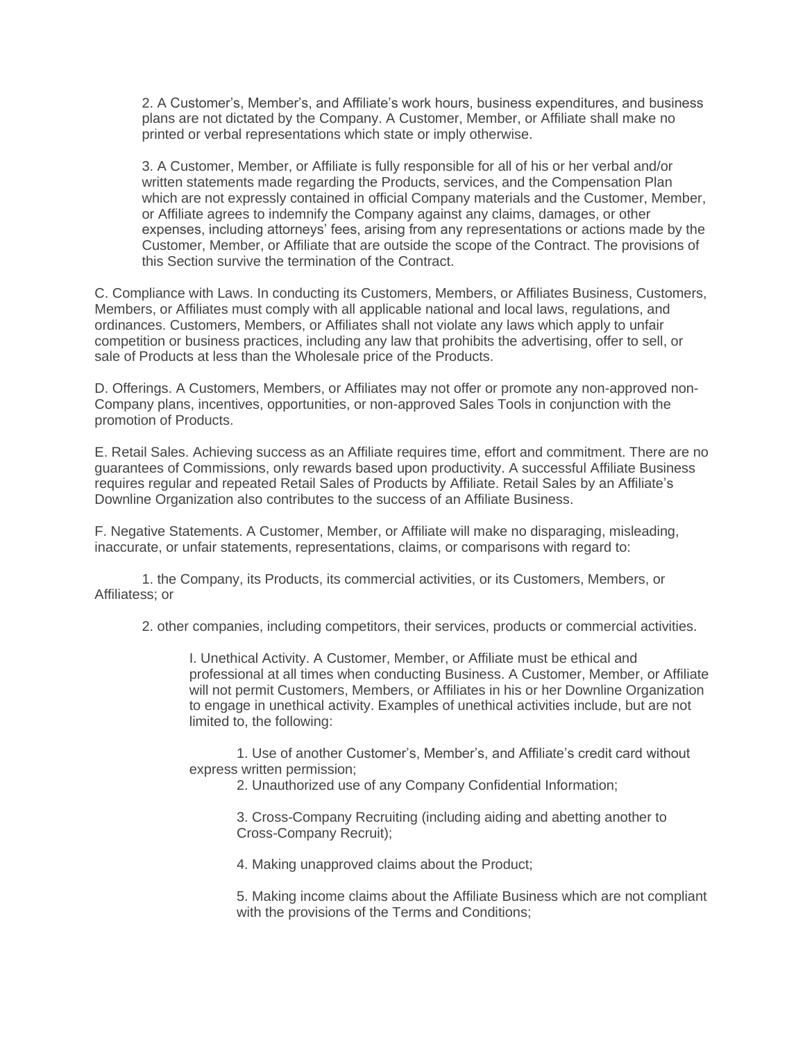2. A Customer's, Member's, and Affiliate's work hours, business expenditures, and business plans are not dictated by the Company. A Customer, Member, or Affiliate shall make no printed or verbal representations which state or imply otherwise.

3. A Customer, Member, or Affiliate is fully responsible for all of his or her verbal and/or written statements made regarding the Products, services, and the Compensation Plan which are not expressly contained in official Company materials and the Customer, Member, or Affiliate agrees to indemnify the Company against any claims, damages, or other expenses, including attorneys' fees, arising from any representations or actions made by the Customer, Member, or Affiliate that are outside the scope of the Contract. The provisions of this Section survive the termination of the Contract.

C. Compliance with Laws. In conducting its Customers, Members, or Affiliates Business, Customers, Members, or Affiliates must comply with all applicable national and local laws, regulations, and ordinances. Customers, Members, or Affiliates shall not violate any laws which apply to unfair competition or business practices, including any law that prohibits the advertising, offer to sell, or sale of Products at less than the Wholesale price of the Products.

D. Offerings. A Customers, Members, or Affiliates may not offer or promote any non-approved non-Company plans, incentives, opportunities, or non-approved Sales Tools in conjunction with the promotion of Products.

E. Retail Sales. Achieving success as an Affiliate requires time, effort and commitment. There are no guarantees of Commissions, only rewards based upon productivity. A successful Affiliate Business requires regular and repeated Retail Sales of Products by Affiliate. Retail Sales by an Affiliate's Downline Organization also contributes to the success of an Affiliate Business.

F. Negative Statements. A Customer, Member, or Affiliate will make no disparaging, misleading, inaccurate, or unfair statements, representations, claims, or comparisons with regard to:

1. the Company, its Products, its commercial activities, or its Customers, Members, or Affiliatess; or

2. other companies, including competitors, their services, products or commercial activities.

I. Unethical Activity. A Customer, Member, or Affiliate must be ethical and professional at all times when conducting Business. A Customer, Member, or Affiliate will not permit Customers, Members, or Affiliates in his or her Downline Organization to engage in unethical activity. Examples of unethical activities include, but are not limited to, the following:

1. Use of another Customer's, Member's, and Affiliate's credit card without express written permission;

2. Unauthorized use of any Company Confidential Information;

3. Cross-Company Recruiting (including aiding and abetting another to Cross-Company Recruit);

4. Making unapproved claims about the Product;

5. Making income claims about the Affiliate Business which are not compliant with the provisions of the Terms and Conditions;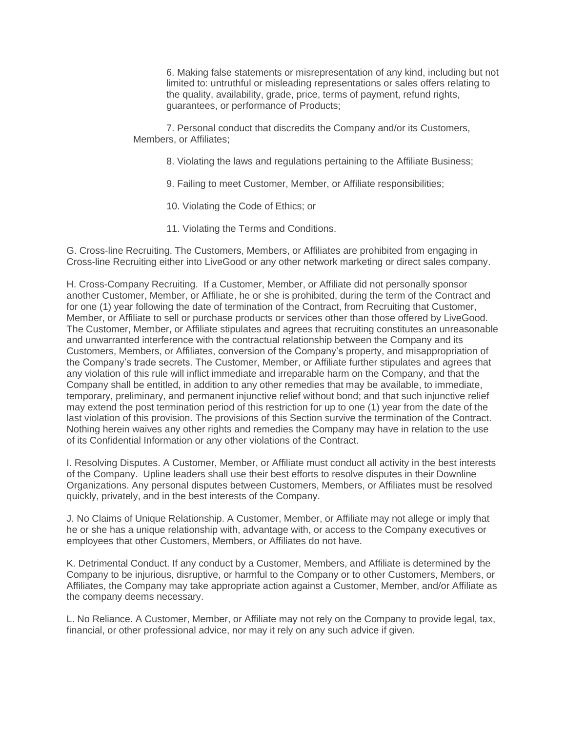6. Making false statements or misrepresentation of any kind, including but not limited to: untruthful or misleading representations or sales offers relating to the quality, availability, grade, price, terms of payment, refund rights, guarantees, or performance of Products;

7. Personal conduct that discredits the Company and/or its Customers, Members, or Affiliates;

8. Violating the laws and regulations pertaining to the Affiliate Business;

9. Failing to meet Customer, Member, or Affiliate responsibilities;

10. Violating the Code of Ethics; or

11. Violating the Terms and Conditions.

G. Cross-line Recruiting. The Customers, Members, or Affiliates are prohibited from engaging in Cross-line Recruiting either into LiveGood or any other network marketing or direct sales company.

H. Cross-Company Recruiting. If a Customer, Member, or Affiliate did not personally sponsor another Customer, Member, or Affiliate, he or she is prohibited, during the term of the Contract and for one (1) year following the date of termination of the Contract, from Recruiting that Customer, Member, or Affiliate to sell or purchase products or services other than those offered by LiveGood. The Customer, Member, or Affiliate stipulates and agrees that recruiting constitutes an unreasonable and unwarranted interference with the contractual relationship between the Company and its Customers, Members, or Affiliates, conversion of the Company's property, and misappropriation of the Company's trade secrets. The Customer, Member, or Affiliate further stipulates and agrees that any violation of this rule will inflict immediate and irreparable harm on the Company, and that the Company shall be entitled, in addition to any other remedies that may be available, to immediate, temporary, preliminary, and permanent injunctive relief without bond; and that such injunctive relief may extend the post termination period of this restriction for up to one (1) year from the date of the last violation of this provision. The provisions of this Section survive the termination of the Contract. Nothing herein waives any other rights and remedies the Company may have in relation to the use of its Confidential Information or any other violations of the Contract.

I. Resolving Disputes. A Customer, Member, or Affiliate must conduct all activity in the best interests of the Company. Upline leaders shall use their best efforts to resolve disputes in their Downline Organizations. Any personal disputes between Customers, Members, or Affiliates must be resolved quickly, privately, and in the best interests of the Company.

J. No Claims of Unique Relationship. A Customer, Member, or Affiliate may not allege or imply that he or she has a unique relationship with, advantage with, or access to the Company executives or employees that other Customers, Members, or Affiliates do not have.

K. Detrimental Conduct. If any conduct by a Customer, Members, and Affiliate is determined by the Company to be injurious, disruptive, or harmful to the Company or to other Customers, Members, or Affiliates, the Company may take appropriate action against a Customer, Member, and/or Affiliate as the company deems necessary.

L. No Reliance. A Customer, Member, or Affiliate may not rely on the Company to provide legal, tax, financial, or other professional advice, nor may it rely on any such advice if given.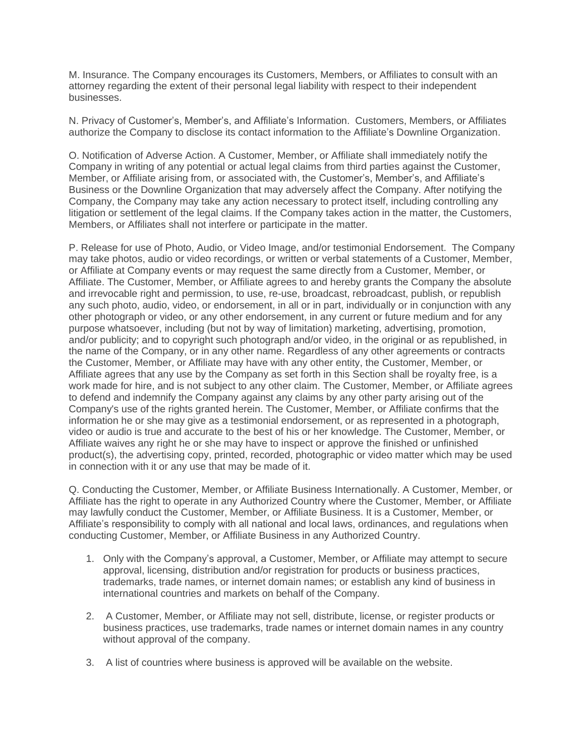M. Insurance. The Company encourages its Customers, Members, or Affiliates to consult with an attorney regarding the extent of their personal legal liability with respect to their independent businesses.

N. Privacy of Customer's, Member's, and Affiliate's Information. Customers, Members, or Affiliates authorize the Company to disclose its contact information to the Affiliate's Downline Organization.

O. Notification of Adverse Action. A Customer, Member, or Affiliate shall immediately notify the Company in writing of any potential or actual legal claims from third parties against the Customer, Member, or Affiliate arising from, or associated with, the Customer's, Member's, and Affiliate's Business or the Downline Organization that may adversely affect the Company. After notifying the Company, the Company may take any action necessary to protect itself, including controlling any litigation or settlement of the legal claims. If the Company takes action in the matter, the Customers, Members, or Affiliates shall not interfere or participate in the matter.

P. Release for use of Photo, Audio, or Video Image, and/or testimonial Endorsement. The Company may take photos, audio or video recordings, or written or verbal statements of a Customer, Member, or Affiliate at Company events or may request the same directly from a Customer, Member, or Affiliate. The Customer, Member, or Affiliate agrees to and hereby grants the Company the absolute and irrevocable right and permission, to use, re-use, broadcast, rebroadcast, publish, or republish any such photo, audio, video, or endorsement, in all or in part, individually or in conjunction with any other photograph or video, or any other endorsement, in any current or future medium and for any purpose whatsoever, including (but not by way of limitation) marketing, advertising, promotion, and/or publicity; and to copyright such photograph and/or video, in the original or as republished, in the name of the Company, or in any other name. Regardless of any other agreements or contracts the Customer, Member, or Affiliate may have with any other entity, the Customer, Member, or Affiliate agrees that any use by the Company as set forth in this Section shall be royalty free, is a work made for hire, and is not subject to any other claim. The Customer, Member, or Affiliate agrees to defend and indemnify the Company against any claims by any other party arising out of the Company's use of the rights granted herein. The Customer, Member, or Affiliate confirms that the information he or she may give as a testimonial endorsement, or as represented in a photograph, video or audio is true and accurate to the best of his or her knowledge. The Customer, Member, or Affiliate waives any right he or she may have to inspect or approve the finished or unfinished product(s), the advertising copy, printed, recorded, photographic or video matter which may be used in connection with it or any use that may be made of it.

Q. Conducting the Customer, Member, or Affiliate Business Internationally. A Customer, Member, or Affiliate has the right to operate in any Authorized Country where the Customer, Member, or Affiliate may lawfully conduct the Customer, Member, or Affiliate Business. It is a Customer, Member, or Affiliate's responsibility to comply with all national and local laws, ordinances, and regulations when conducting Customer, Member, or Affiliate Business in any Authorized Country.

1. Only with the Company's approval, a Customer, Member, or Affiliate may attempt to secure approval, licensing, distribution and/or registration for products or business practices, trademarks, trade names, or internet domain names; or establish any kind of business in international countries and markets on behalf of the Company.

2. A Customer, Member, or Affiliate may not sell, distribute, license, or register products or business practices, use trademarks, trade names or internet domain names in any country without approval of the company.

3. A list of countries where business is approved will be available on the website.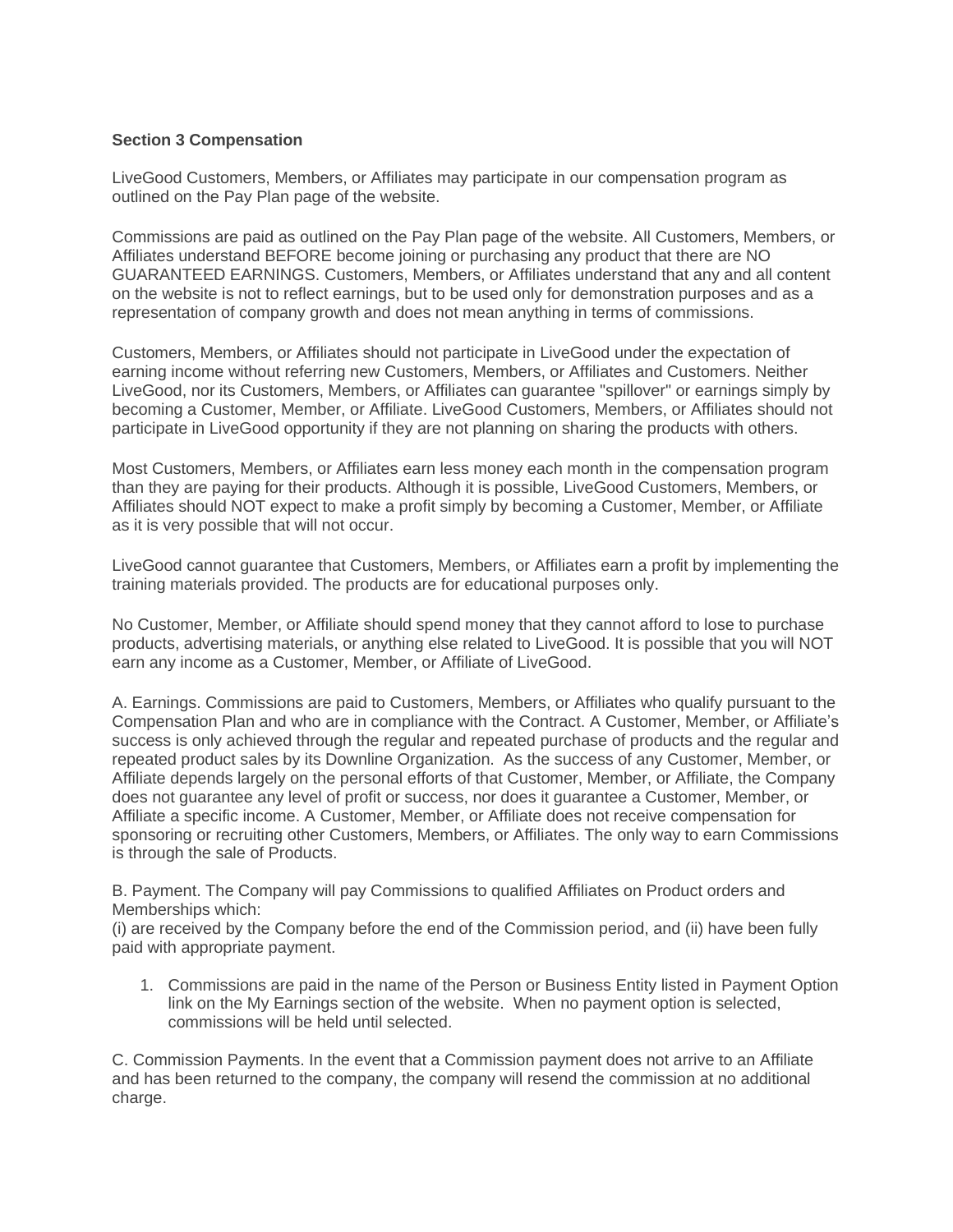**Section 3 Compensation**

LiveGood Customers, Members, or Affiliates may participate in our compensation program as outlined on the Pay Plan page of the website.

Commissions are paid as outlined on the Pay Plan page of the website. All Customers, Members, or Affiliates understand BEFORE become joining or purchasing any product that there are NO GUARANTEED EARNINGS. Customers, Members, or Affiliates understand that any and all content on the website is not to reflect earnings, but to be used only for demonstration purposes and as a representation of company growth and does not mean anything in terms of commissions.

Customers, Members, or Affiliates should not participate in LiveGood under the expectation of earning income without referring new Customers, Members, or Affiliates and Customers. Neither LiveGood, nor its Customers, Members, or Affiliates can guarantee "spillover" or earnings simply by becoming a Customer, Member, or Affiliate. LiveGood Customers, Members, or Affiliates should not participate in LiveGood opportunity if they are not planning on sharing the products with others.

Most Customers, Members, or Affiliates earn less money each month in the compensation program than they are paying for their products. Although it is possible, LiveGood Customers, Members, or Affiliates should NOT expect to make a profit simply by becoming a Customer, Member, or Affiliate as it is very possible that will not occur.

LiveGood cannot guarantee that Customers, Members, or Affiliates earn a profit by implementing the training materials provided. The products are for educational purposes only.

No Customer, Member, or Affiliate should spend money that they cannot afford to lose to purchase products, advertising materials, or anything else related to LiveGood. It is possible that you will NOT earn any income as a Customer, Member, or Affiliate of LiveGood.

A. Earnings. Commissions are paid to Customers, Members, or Affiliates who qualify pursuant to the Compensation Plan and who are in compliance with the Contract. A Customer, Member, or Affiliate's success is only achieved through the regular and repeated purchase of products and the regular and repeated product sales by its Downline Organization. As the success of any Customer, Member, or Affiliate depends largely on the personal efforts of that Customer, Member, or Affiliate, the Company does not guarantee any level of profit or success, nor does it guarantee a Customer, Member, or Affiliate a specific income. A Customer, Member, or Affiliate does not receive compensation for sponsoring or recruiting other Customers, Members, or Affiliates. The only way to earn Commissions is through the sale of Products.

B. Payment. The Company will pay Commissions to qualified Affiliates on Product orders and Memberships which:
(i) are received by the Company before the end of the Commission period, and (ii) have been fully paid with appropriate payment.

1. Commissions are paid in the name of the Person or Business Entity listed in Payment Option link on the My Earnings section of the website. When no payment option is selected, commissions will be held until selected.

C. Commission Payments. In the event that a Commission payment does not arrive to an Affiliate and has been returned to the company, the company will resend the commission at no additional charge.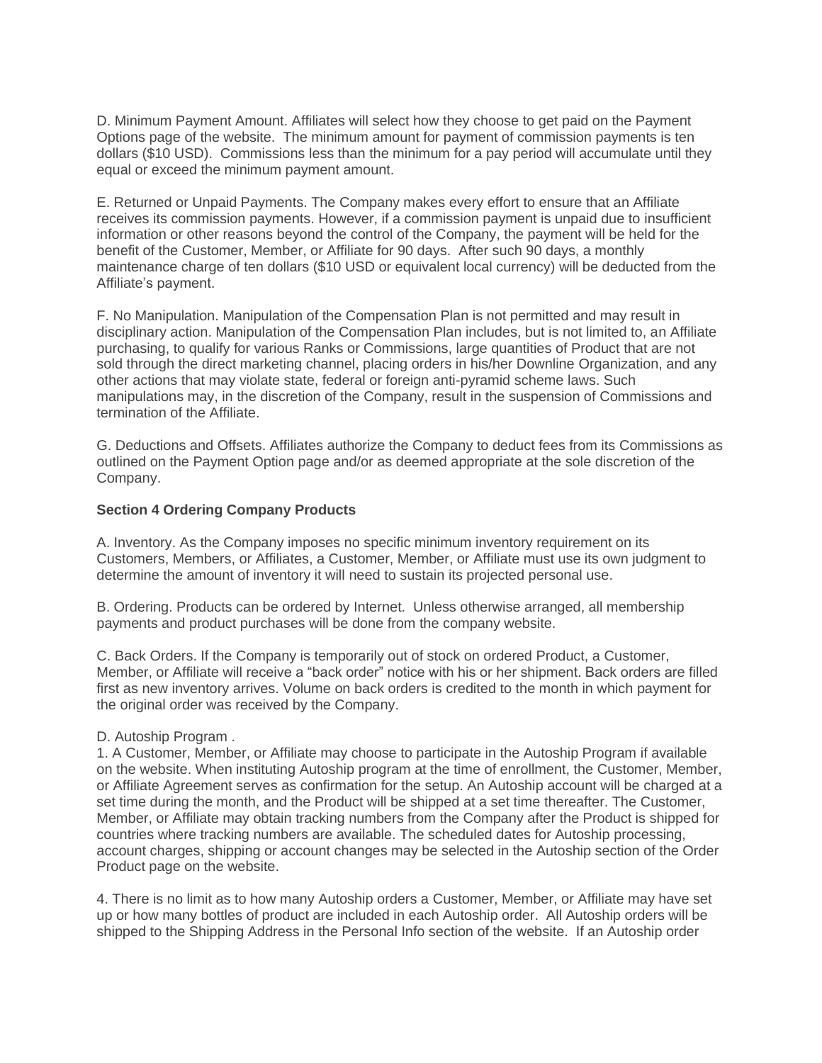D. Minimum Payment Amount. Affiliates will select how they choose to get paid on the Payment Options page of the website. The minimum amount for payment of commission payments is ten dollars ($10 USD). Commissions less than the minimum for a pay period will accumulate until they equal or exceed the minimum payment amount.

E. Returned or Unpaid Payments. The Company makes every effort to ensure that an Affiliate receives its commission payments. However, if a commission payment is unpaid due to insufficient information or other reasons beyond the control of the Company, the payment will be held for the benefit of the Customer, Member, or Affiliate for 90 days. After such 90 days, a monthly maintenance charge of ten dollars ($10 USD or equivalent local currency) will be deducted from the Affiliate's payment.

F. No Manipulation. Manipulation of the Compensation Plan is not permitted and may result in disciplinary action. Manipulation of the Compensation Plan includes, but is not limited to, an Affiliate purchasing, to qualify for various Ranks or Commissions, large quantities of Product that are not sold through the direct marketing channel, placing orders in his/her Downline Organization, and any other actions that may violate state, federal or foreign anti-pyramid scheme laws. Such manipulations may, in the discretion of the Company, result in the suspension of Commissions and termination of the Affiliate.

G. Deductions and Offsets. Affiliates authorize the Company to deduct fees from its Commissions as outlined on the Payment Option page and/or as deemed appropriate at the sole discretion of the Company.

**Section 4 Ordering Company Products**

A. Inventory. As the Company imposes no specific minimum inventory requirement on its Customers, Members, or Affiliates, a Customer, Member, or Affiliate must use its own judgment to determine the amount of inventory it will need to sustain its projected personal use.

B. Ordering. Products can be ordered by Internet. Unless otherwise arranged, all membership payments and product purchases will be done from the company website.

C. Back Orders. If the Company is temporarily out of stock on ordered Product, a Customer, Member, or Affiliate will receive a "back order" notice with his or her shipment. Back orders are filled first as new inventory arrives. Volume on back orders is credited to the month in which payment for the original order was received by the Company.

D. Autoship Program .

1. A Customer, Member, or Affiliate may choose to participate in the Autoship Program if available on the website. When instituting Autoship program at the time of enrollment, the Customer, Member, or Affiliate Agreement serves as confirmation for the setup. An Autoship account will be charged at a set time during the month, and the Product will be shipped at a set time thereafter. The Customer, Member, or Affiliate may obtain tracking numbers from the Company after the Product is shipped for countries where tracking numbers are available. The scheduled dates for Autoship processing, account charges, shipping or account changes may be selected in the Autoship section of the Order Product page on the website.

4. There is no limit as to how many Autoship orders a Customer, Member, or Affiliate may have set up or how many bottles of product are included in each Autoship order. All Autoship orders will be shipped to the Shipping Address in the Personal Info section of the website. If an Autoship order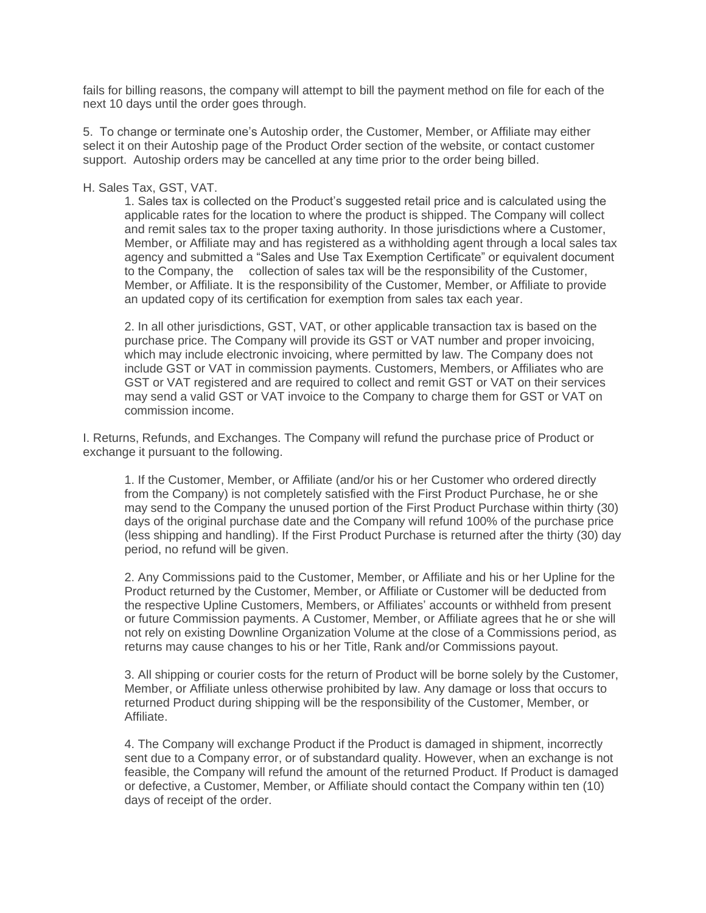fails for billing reasons, the company will attempt to bill the payment method on file for each of the next 10 days until the order goes through.

5. To change or terminate one's Autoship order, the Customer, Member, or Affiliate may either select it on their Autoship page of the Product Order section of the website, or contact customer support. Autoship orders may be cancelled at any time prior to the order being billed.

H. Sales Tax, GST, VAT.

1. Sales tax is collected on the Product's suggested retail price and is calculated using the applicable rates for the location to where the product is shipped. The Company will collect and remit sales tax to the proper taxing authority. In those jurisdictions where a Customer, Member, or Affiliate may and has registered as a withholding agent through a local sales tax agency and submitted a "Sales and Use Tax Exemption Certificate" or equivalent document to the Company, the collection of sales tax will be the responsibility of the Customer, Member, or Affiliate. It is the responsibility of the Customer, Member, or Affiliate to provide an updated copy of its certification for exemption from sales tax each year.

2. In all other jurisdictions, GST, VAT, or other applicable transaction tax is based on the purchase price. The Company will provide its GST or VAT number and proper invoicing, which may include electronic invoicing, where permitted by law. The Company does not include GST or VAT in commission payments. Customers, Members, or Affiliates who are GST or VAT registered and are required to collect and remit GST or VAT on their services may send a valid GST or VAT invoice to the Company to charge them for GST or VAT on commission income.

I. Returns, Refunds, and Exchanges. The Company will refund the purchase price of Product or exchange it pursuant to the following.

1. If the Customer, Member, or Affiliate (and/or his or her Customer who ordered directly from the Company) is not completely satisfied with the First Product Purchase, he or she may send to the Company the unused portion of the First Product Purchase within thirty (30) days of the original purchase date and the Company will refund 100% of the purchase price (less shipping and handling). If the First Product Purchase is returned after the thirty (30) day period, no refund will be given.

2. Any Commissions paid to the Customer, Member, or Affiliate and his or her Upline for the Product returned by the Customer, Member, or Affiliate or Customer will be deducted from the respective Upline Customers, Members, or Affiliates' accounts or withheld from present or future Commission payments. A Customer, Member, or Affiliate agrees that he or she will not rely on existing Downline Organization Volume at the close of a Commissions period, as returns may cause changes to his or her Title, Rank and/or Commissions payout.

3. All shipping or courier costs for the return of Product will be borne solely by the Customer, Member, or Affiliate unless otherwise prohibited by law. Any damage or loss that occurs to returned Product during shipping will be the responsibility of the Customer, Member, or Affiliate.

4. The Company will exchange Product if the Product is damaged in shipment, incorrectly sent due to a Company error, or of substandard quality. However, when an exchange is not feasible, the Company will refund the amount of the returned Product. If Product is damaged or defective, a Customer, Member, or Affiliate should contact the Company within ten (10) days of receipt of the order.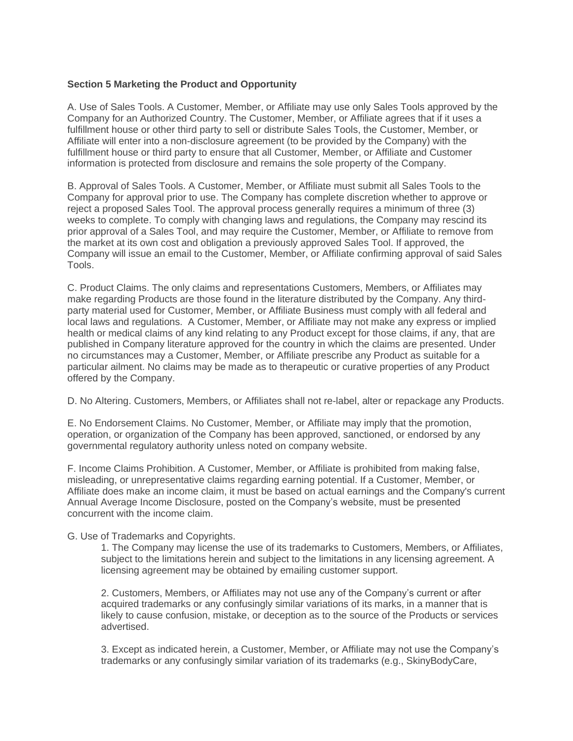**Section 5 Marketing the Product and Opportunity**

A. Use of Sales Tools. A Customer, Member, or Affiliate may use only Sales Tools approved by the Company for an Authorized Country. The Customer, Member, or Affiliate agrees that if it uses a fulfillment house or other third party to sell or distribute Sales Tools, the Customer, Member, or Affiliate will enter into a non-disclosure agreement (to be provided by the Company) with the fulfillment house or third party to ensure that all Customer, Member, or Affiliate and Customer information is protected from disclosure and remains the sole property of the Company.

B. Approval of Sales Tools. A Customer, Member, or Affiliate must submit all Sales Tools to the Company for approval prior to use. The Company has complete discretion whether to approve or reject a proposed Sales Tool. The approval process generally requires a minimum of three (3) weeks to complete. To comply with changing laws and regulations, the Company may rescind its prior approval of a Sales Tool, and may require the Customer, Member, or Affiliate to remove from the market at its own cost and obligation a previously approved Sales Tool. If approved, the Company will issue an email to the Customer, Member, or Affiliate confirming approval of said Sales Tools.

C. Product Claims. The only claims and representations Customers, Members, or Affiliates may make regarding Products are those found in the literature distributed by the Company. Any third-party material used for Customer, Member, or Affiliate Business must comply with all federal and local laws and regulations. A Customer, Member, or Affiliate may not make any express or implied health or medical claims of any kind relating to any Product except for those claims, if any, that are published in Company literature approved for the country in which the claims are presented. Under no circumstances may a Customer, Member, or Affiliate prescribe any Product as suitable for a particular ailment. No claims may be made as to therapeutic or curative properties of any Product offered by the Company.

D. No Altering. Customers, Members, or Affiliates shall not re-label, alter or repackage any Products.

E. No Endorsement Claims. No Customer, Member, or Affiliate may imply that the promotion, operation, or organization of the Company has been approved, sanctioned, or endorsed by any governmental regulatory authority unless noted on company website.

F. Income Claims Prohibition. A Customer, Member, or Affiliate is prohibited from making false, misleading, or unrepresentative claims regarding earning potential. If a Customer, Member, or Affiliate does make an income claim, it must be based on actual earnings and the Company's current Annual Average Income Disclosure, posted on the Company's website, must be presented concurrent with the income claim.

G. Use of Trademarks and Copyrights.

1. The Company may license the use of its trademarks to Customers, Members, or Affiliates, subject to the limitations herein and subject to the limitations in any licensing agreement. A licensing agreement may be obtained by emailing customer support.

2. Customers, Members, or Affiliates may not use any of the Company's current or after acquired trademarks or any confusingly similar variations of its marks, in a manner that is likely to cause confusion, mistake, or deception as to the source of the Products or services advertised.

3. Except as indicated herein, a Customer, Member, or Affiliate may not use the Company's trademarks or any confusingly similar variation of its trademarks (e.g., SkinyBodyCare,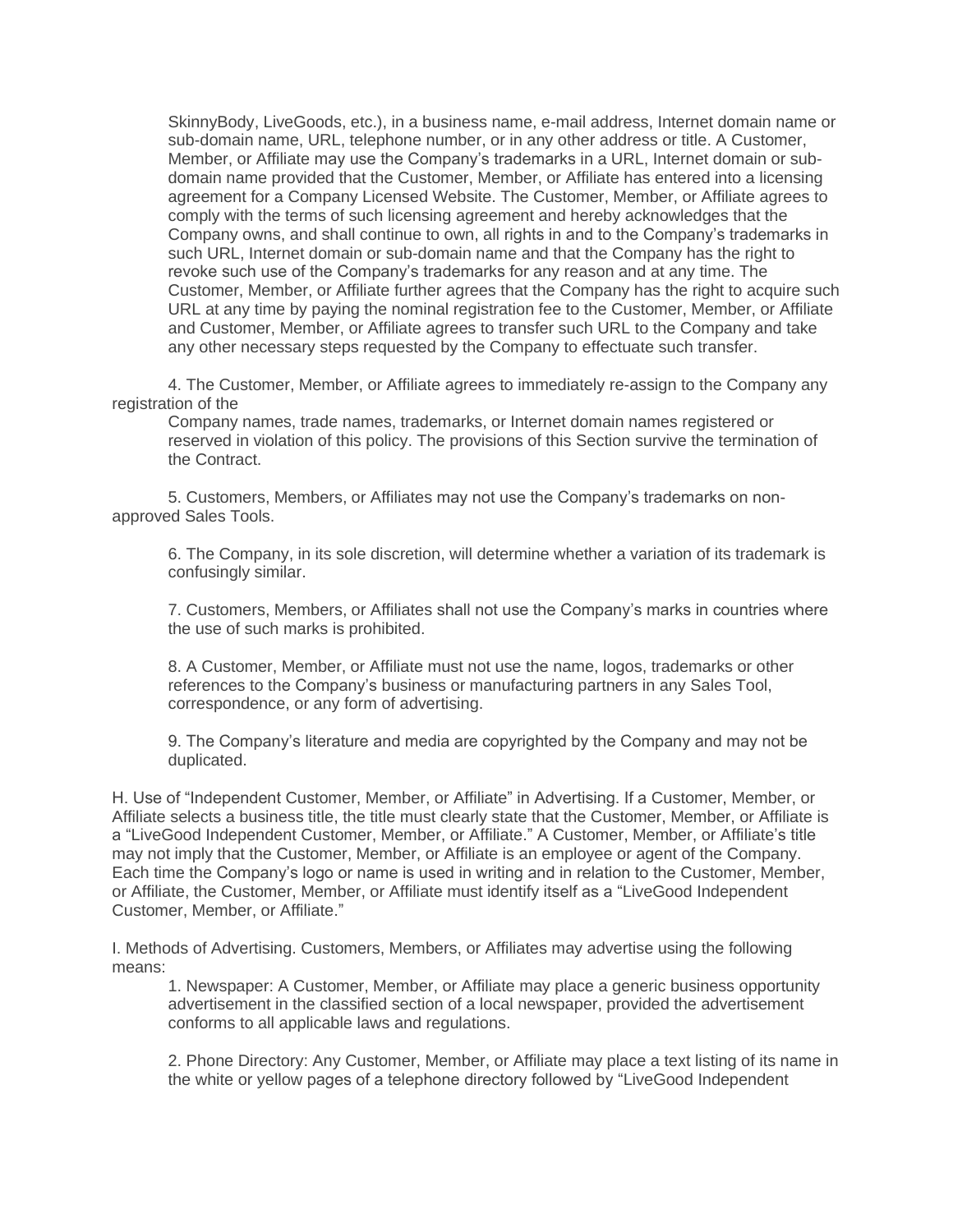SkinnyBody, LiveGoods, etc.), in a business name, e-mail address, Internet domain name or sub-domain name, URL, telephone number, or in any other address or title. A Customer, Member, or Affiliate may use the Company's trademarks in a URL, Internet domain or sub-domain name provided that the Customer, Member, or Affiliate has entered into a licensing agreement for a Company Licensed Website. The Customer, Member, or Affiliate agrees to comply with the terms of such licensing agreement and hereby acknowledges that the Company owns, and shall continue to own, all rights in and to the Company's trademarks in such URL, Internet domain or sub-domain name and that the Company has the right to revoke such use of the Company's trademarks for any reason and at any time. The Customer, Member, or Affiliate further agrees that the Company has the right to acquire such URL at any time by paying the nominal registration fee to the Customer, Member, or Affiliate and Customer, Member, or Affiliate agrees to transfer such URL to the Company and take any other necessary steps requested by the Company to effectuate such transfer.

4. The Customer, Member, or Affiliate agrees to immediately re-assign to the Company any registration of the Company names, trade names, trademarks, or Internet domain names registered or reserved in violation of this policy. The provisions of this Section survive the termination of the Contract.

5. Customers, Members, or Affiliates may not use the Company's trademarks on non-approved Sales Tools.

6. The Company, in its sole discretion, will determine whether a variation of its trademark is confusingly similar.

7. Customers, Members, or Affiliates shall not use the Company's marks in countries where the use of such marks is prohibited.

8. A Customer, Member, or Affiliate must not use the name, logos, trademarks or other references to the Company's business or manufacturing partners in any Sales Tool, correspondence, or any form of advertising.

9. The Company's literature and media are copyrighted by the Company and may not be duplicated.

H. Use of "Independent Customer, Member, or Affiliate" in Advertising. If a Customer, Member, or Affiliate selects a business title, the title must clearly state that the Customer, Member, or Affiliate is a "LiveGood Independent Customer, Member, or Affiliate." A Customer, Member, or Affiliate's title may not imply that the Customer, Member, or Affiliate is an employee or agent of the Company. Each time the Company's logo or name is used in writing and in relation to the Customer, Member, or Affiliate, the Customer, Member, or Affiliate must identify itself as a "LiveGood Independent Customer, Member, or Affiliate."

I. Methods of Advertising. Customers, Members, or Affiliates may advertise using the following means:

1. Newspaper: A Customer, Member, or Affiliate may place a generic business opportunity advertisement in the classified section of a local newspaper, provided the advertisement conforms to all applicable laws and regulations.

2. Phone Directory: Any Customer, Member, or Affiliate may place a text listing of its name in the white or yellow pages of a telephone directory followed by "LiveGood Independent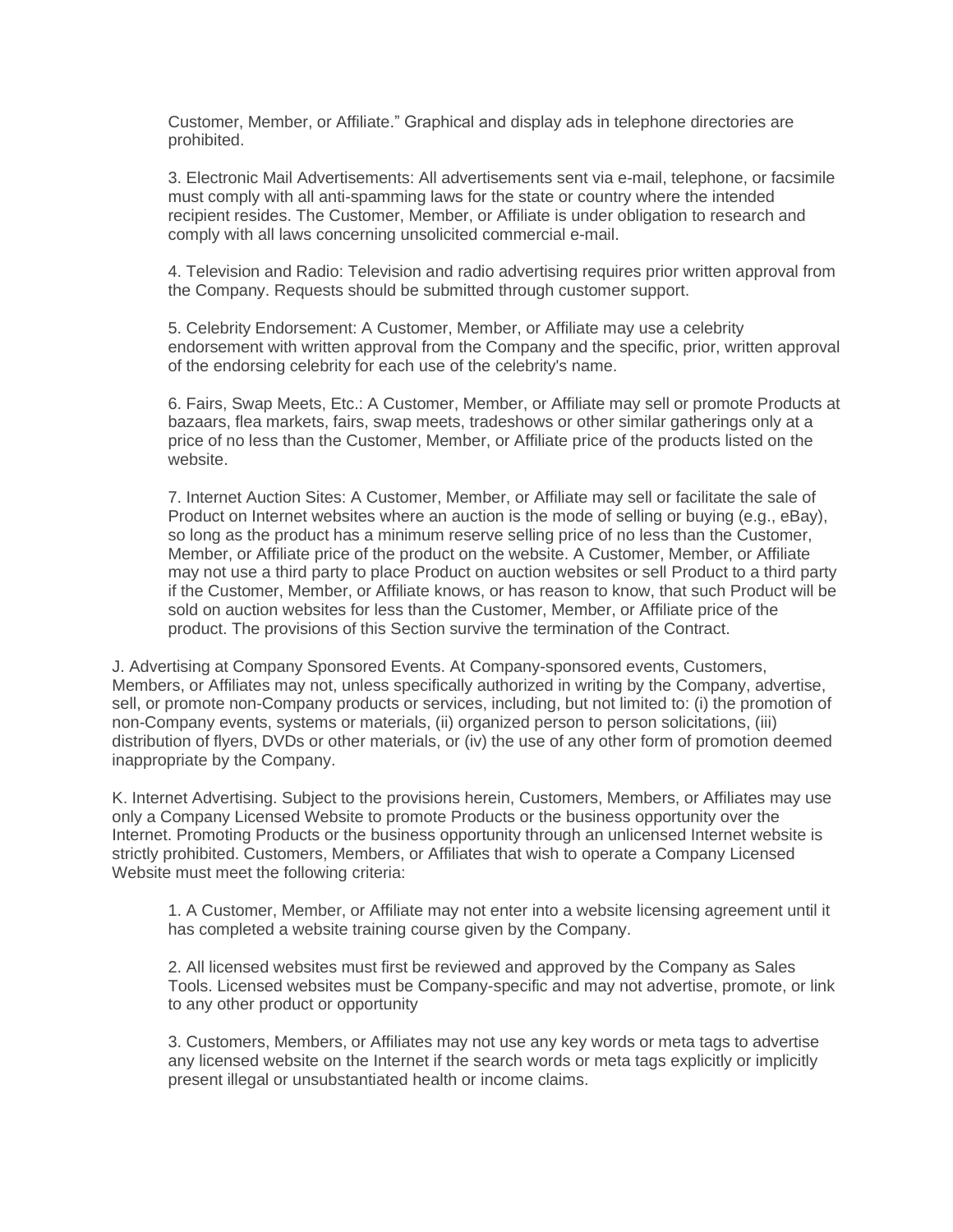Customer, Member, or Affiliate." Graphical and display ads in telephone directories are prohibited.

3. Electronic Mail Advertisements: All advertisements sent via e-mail, telephone, or facsimile must comply with all anti-spamming laws for the state or country where the intended recipient resides. The Customer, Member, or Affiliate is under obligation to research and comply with all laws concerning unsolicited commercial e-mail.

4. Television and Radio: Television and radio advertising requires prior written approval from the Company. Requests should be submitted through customer support.

5. Celebrity Endorsement: A Customer, Member, or Affiliate may use a celebrity endorsement with written approval from the Company and the specific, prior, written approval of the endorsing celebrity for each use of the celebrity's name.

6. Fairs, Swap Meets, Etc.: A Customer, Member, or Affiliate may sell or promote Products at bazaars, flea markets, fairs, swap meets, tradeshows or other similar gatherings only at a price of no less than the Customer, Member, or Affiliate price of the products listed on the website.

7. Internet Auction Sites: A Customer, Member, or Affiliate may sell or facilitate the sale of Product on Internet websites where an auction is the mode of selling or buying (e.g., eBay), so long as the product has a minimum reserve selling price of no less than the Customer, Member, or Affiliate price of the product on the website. A Customer, Member, or Affiliate may not use a third party to place Product on auction websites or sell Product to a third party if the Customer, Member, or Affiliate knows, or has reason to know, that such Product will be sold on auction websites for less than the Customer, Member, or Affiliate price of the product. The provisions of this Section survive the termination of the Contract.

J. Advertising at Company Sponsored Events. At Company-sponsored events, Customers, Members, or Affiliates may not, unless specifically authorized in writing by the Company, advertise, sell, or promote non-Company products or services, including, but not limited to: (i) the promotion of non-Company events, systems or materials, (ii) organized person to person solicitations, (iii) distribution of flyers, DVDs or other materials, or (iv) the use of any other form of promotion deemed inappropriate by the Company.

K. Internet Advertising. Subject to the provisions herein, Customers, Members, or Affiliates may use only a Company Licensed Website to promote Products or the business opportunity over the Internet. Promoting Products or the business opportunity through an unlicensed Internet website is strictly prohibited. Customers, Members, or Affiliates that wish to operate a Company Licensed Website must meet the following criteria:

1. A Customer, Member, or Affiliate may not enter into a website licensing agreement until it has completed a website training course given by the Company.

2. All licensed websites must first be reviewed and approved by the Company as Sales Tools. Licensed websites must be Company-specific and may not advertise, promote, or link to any other product or opportunity

3. Customers, Members, or Affiliates may not use any key words or meta tags to advertise any licensed website on the Internet if the search words or meta tags explicitly or implicitly present illegal or unsubstantiated health or income claims.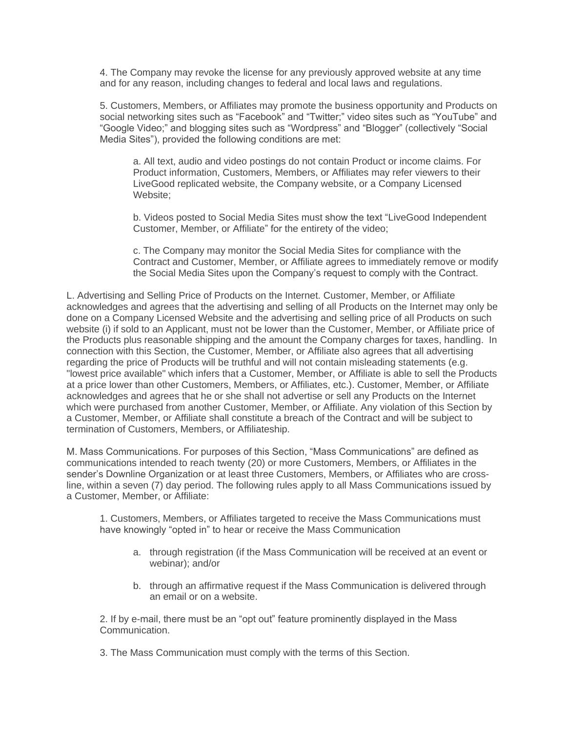4. The Company may revoke the license for any previously approved website at any time and for any reason, including changes to federal and local laws and regulations.

5. Customers, Members, or Affiliates may promote the business opportunity and Products on social networking sites such as "Facebook" and "Twitter;" video sites such as "YouTube" and "Google Video;" and blogging sites such as "Wordpress" and "Blogger" (collectively "Social Media Sites"), provided the following conditions are met:

   a. All text, audio and video postings do not contain Product or income claims. For Product information, Customers, Members, or Affiliates may refer viewers to their LiveGood replicated website, the Company website, or a Company Licensed Website;

   b. Videos posted to Social Media Sites must show the text "LiveGood Independent Customer, Member, or Affiliate" for the entirety of the video;

   c. The Company may monitor the Social Media Sites for compliance with the Contract and Customer, Member, or Affiliate agrees to immediately remove or modify the Social Media Sites upon the Company's request to comply with the Contract.

L. Advertising and Selling Price of Products on the Internet. Customer, Member, or Affiliate acknowledges and agrees that the advertising and selling of all Products on the Internet may only be done on a Company Licensed Website and the advertising and selling price of all Products on such website (i) if sold to an Applicant, must not be lower than the Customer, Member, or Affiliate price of the Products plus reasonable shipping and the amount the Company charges for taxes, handling. In connection with this Section, the Customer, Member, or Affiliate also agrees that all advertising regarding the price of Products will be truthful and will not contain misleading statements (e.g. "lowest price available" which infers that a Customer, Member, or Affiliate is able to sell the Products at a price lower than other Customers, Members, or Affiliates, etc.). Customer, Member, or Affiliate acknowledges and agrees that he or she shall not advertise or sell any Products on the Internet which were purchased from another Customer, Member, or Affiliate. Any violation of this Section by a Customer, Member, or Affiliate shall constitute a breach of the Contract and will be subject to termination of Customers, Members, or Affiliateship.

M. Mass Communications. For purposes of this Section, "Mass Communications" are defined as communications intended to reach twenty (20) or more Customers, Members, or Affiliates in the sender's Downline Organization or at least three Customers, Members, or Affiliates who are cross-line, within a seven (7) day period. The following rules apply to all Mass Communications issued by a Customer, Member, or Affiliate:

1. Customers, Members, or Affiliates targeted to receive the Mass Communications must have knowingly "opted in" to hear or receive the Mass Communication

   a. through registration (if the Mass Communication will be received at an event or webinar); and/or

   b. through an affirmative request if the Mass Communication is delivered through an email or on a website.

2. If by e-mail, there must be an "opt out" feature prominently displayed in the Mass Communication.

3. The Mass Communication must comply with the terms of this Section.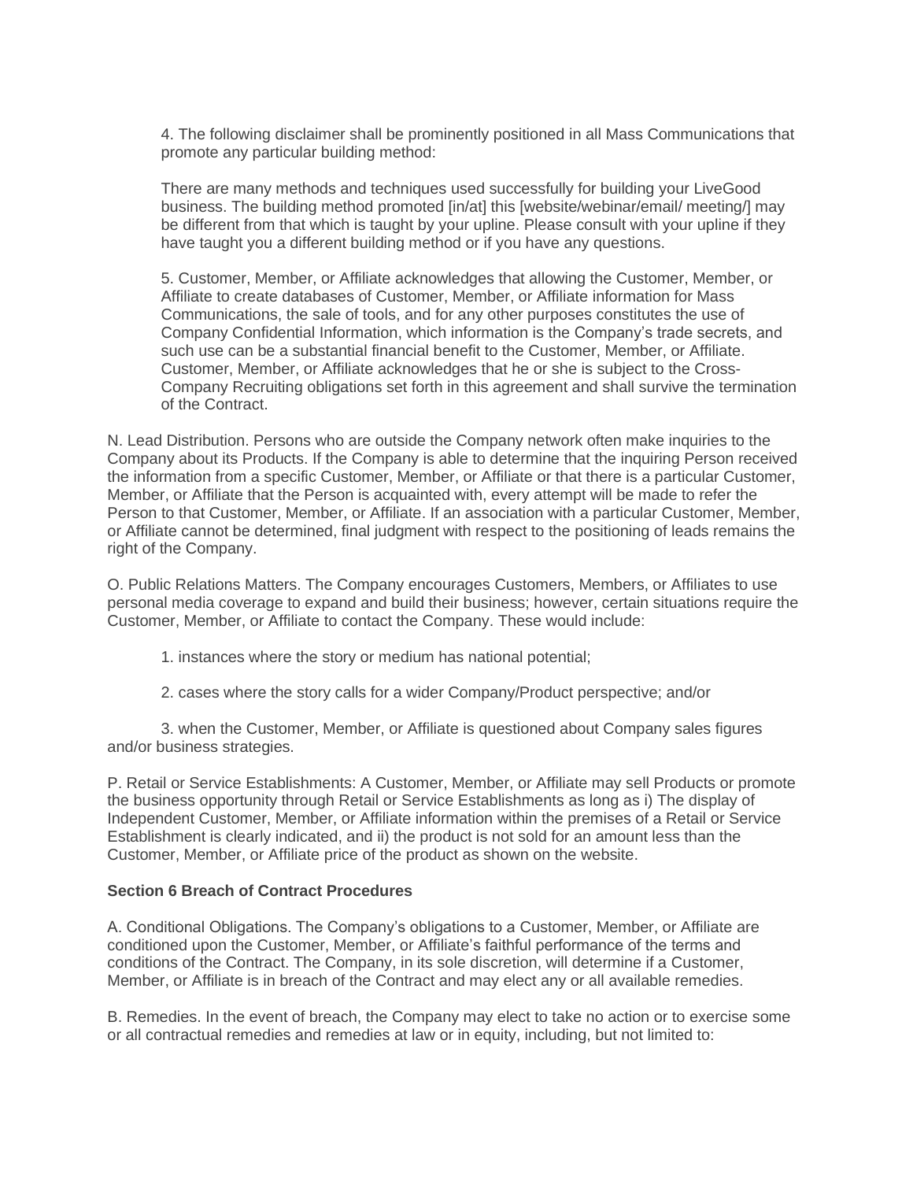4. The following disclaimer shall be prominently positioned in all Mass Communications that promote any particular building method:

There are many methods and techniques used successfully for building your LiveGood business. The building method promoted [in/at] this [website/webinar/email/ meeting/] may be different from that which is taught by your upline. Please consult with your upline if they have taught you a different building method or if you have any questions.

5. Customer, Member, or Affiliate acknowledges that allowing the Customer, Member, or Affiliate to create databases of Customer, Member, or Affiliate information for Mass Communications, the sale of tools, and for any other purposes constitutes the use of Company Confidential Information, which information is the Company's trade secrets, and such use can be a substantial financial benefit to the Customer, Member, or Affiliate. Customer, Member, or Affiliate acknowledges that he or she is subject to the Cross-Company Recruiting obligations set forth in this agreement and shall survive the termination of the Contract.

N. Lead Distribution. Persons who are outside the Company network often make inquiries to the Company about its Products. If the Company is able to determine that the inquiring Person received the information from a specific Customer, Member, or Affiliate or that there is a particular Customer, Member, or Affiliate that the Person is acquainted with, every attempt will be made to refer the Person to that Customer, Member, or Affiliate. If an association with a particular Customer, Member, or Affiliate cannot be determined, final judgment with respect to the positioning of leads remains the right of the Company.

O. Public Relations Matters. The Company encourages Customers, Members, or Affiliates to use personal media coverage to expand and build their business; however, certain situations require the Customer, Member, or Affiliate to contact the Company. These would include:

1. instances where the story or medium has national potential;

2. cases where the story calls for a wider Company/Product perspective; and/or

3. when the Customer, Member, or Affiliate is questioned about Company sales figures and/or business strategies.

P. Retail or Service Establishments: A Customer, Member, or Affiliate may sell Products or promote the business opportunity through Retail or Service Establishments as long as i) The display of Independent Customer, Member, or Affiliate information within the premises of a Retail or Service Establishment is clearly indicated, and ii) the product is not sold for an amount less than the Customer, Member, or Affiliate price of the product as shown on the website.

**Section 6 Breach of Contract Procedures**

A. Conditional Obligations. The Company's obligations to a Customer, Member, or Affiliate are conditioned upon the Customer, Member, or Affiliate's faithful performance of the terms and conditions of the Contract. The Company, in its sole discretion, will determine if a Customer, Member, or Affiliate is in breach of the Contract and may elect any or all available remedies.

B. Remedies. In the event of breach, the Company may elect to take no action or to exercise some or all contractual remedies and remedies at law or in equity, including, but not limited to: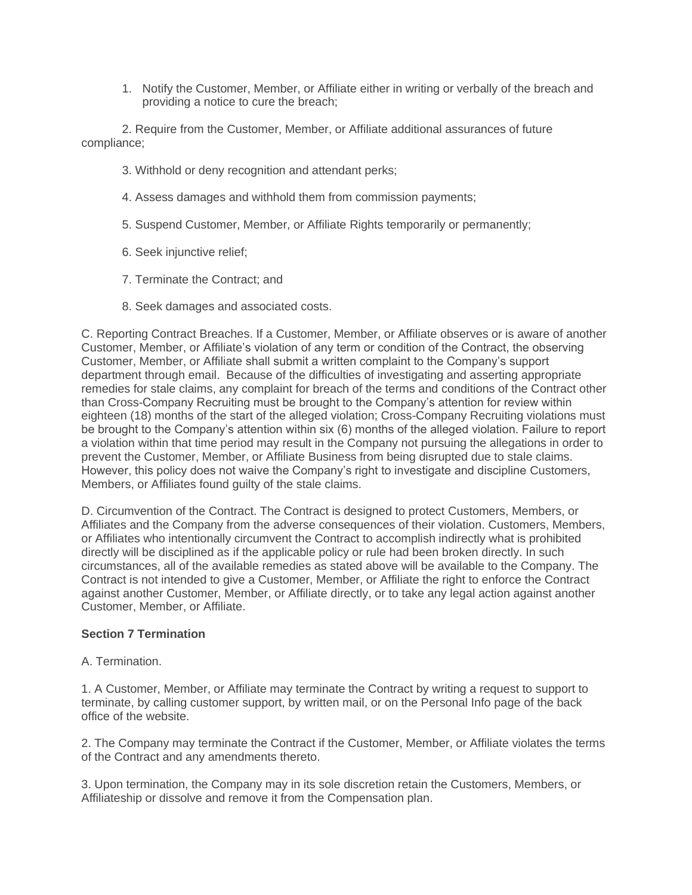1. Notify the Customer, Member, or Affiliate either in writing or verbally of the breach and providing a notice to cure the breach;

2. Require from the Customer, Member, or Affiliate additional assurances of future compliance;

3. Withhold or deny recognition and attendant perks;

4. Assess damages and withhold them from commission payments;

5. Suspend Customer, Member, or Affiliate Rights temporarily or permanently;

6. Seek injunctive relief;

7. Terminate the Contract; and

8. Seek damages and associated costs.

C. Reporting Contract Breaches. If a Customer, Member, or Affiliate observes or is aware of another Customer, Member, or Affiliate's violation of any term or condition of the Contract, the observing Customer, Member, or Affiliate shall submit a written complaint to the Company's support department through email. Because of the difficulties of investigating and asserting appropriate remedies for stale claims, any complaint for breach of the terms and conditions of the Contract other than Cross-Company Recruiting must be brought to the Company's attention for review within eighteen (18) months of the start of the alleged violation; Cross-Company Recruiting violations must be brought to the Company's attention within six (6) months of the alleged violation. Failure to report a violation within that time period may result in the Company not pursuing the allegations in order to prevent the Customer, Member, or Affiliate Business from being disrupted due to stale claims. However, this policy does not waive the Company's right to investigate and discipline Customers, Members, or Affiliates found guilty of the stale claims.

D. Circumvention of the Contract. The Contract is designed to protect Customers, Members, or Affiliates and the Company from the adverse consequences of their violation. Customers, Members, or Affiliates who intentionally circumvent the Contract to accomplish indirectly what is prohibited directly will be disciplined as if the applicable policy or rule had been broken directly. In such circumstances, all of the available remedies as stated above will be available to the Company. The Contract is not intended to give a Customer, Member, or Affiliate the right to enforce the Contract against another Customer, Member, or Affiliate directly, or to take any legal action against another Customer, Member, or Affiliate.

**Section 7 Termination**

A. Termination.

1. A Customer, Member, or Affiliate may terminate the Contract by writing a request to support to terminate, by calling customer support, by written mail, or on the Personal Info page of the back office of the website.

2. The Company may terminate the Contract if the Customer, Member, or Affiliate violates the terms of the Contract and any amendments thereto.

3. Upon termination, the Company may in its sole discretion retain the Customers, Members, or Affiliateship or dissolve and remove it from the Compensation plan.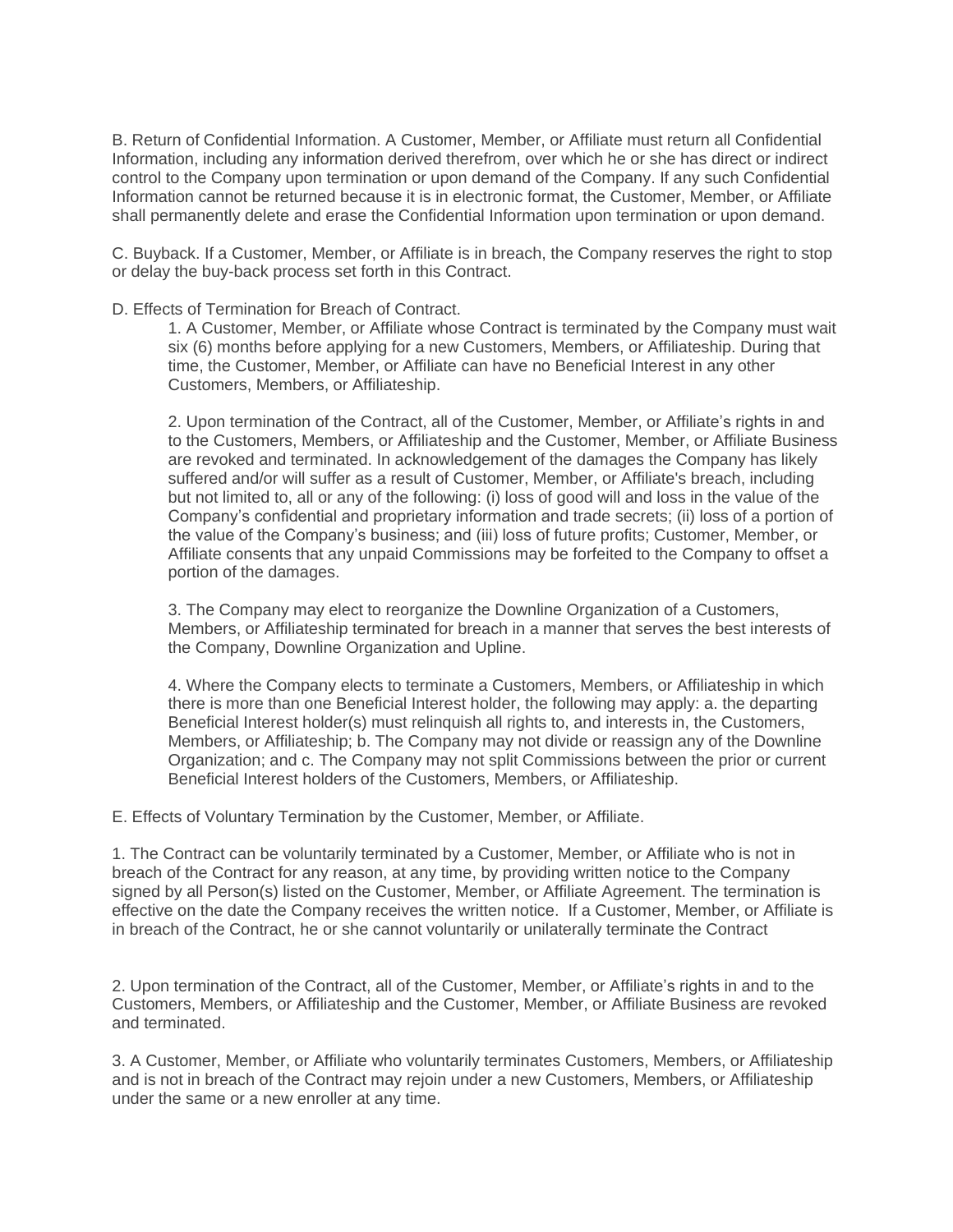B. Return of Confidential Information. A Customer, Member, or Affiliate must return all Confidential Information, including any information derived therefrom, over which he or she has direct or indirect control to the Company upon termination or upon demand of the Company. If any such Confidential Information cannot be returned because it is in electronic format, the Customer, Member, or Affiliate shall permanently delete and erase the Confidential Information upon termination or upon demand.

C. Buyback. If a Customer, Member, or Affiliate is in breach, the Company reserves the right to stop or delay the buy-back process set forth in this Contract.

D. Effects of Termination for Breach of Contract.

1. A Customer, Member, or Affiliate whose Contract is terminated by the Company must wait six (6) months before applying for a new Customers, Members, or Affiliateship. During that time, the Customer, Member, or Affiliate can have no Beneficial Interest in any other Customers, Members, or Affiliateship.

2. Upon termination of the Contract, all of the Customer, Member, or Affiliate's rights in and to the Customers, Members, or Affiliateship and the Customer, Member, or Affiliate Business are revoked and terminated. In acknowledgement of the damages the Company has likely suffered and/or will suffer as a result of Customer, Member, or Affiliate's breach, including but not limited to, all or any of the following: (i) loss of good will and loss in the value of the Company's confidential and proprietary information and trade secrets; (ii) loss of a portion of the value of the Company's business; and (iii) loss of future profits; Customer, Member, or Affiliate consents that any unpaid Commissions may be forfeited to the Company to offset a portion of the damages.

3. The Company may elect to reorganize the Downline Organization of a Customers, Members, or Affiliateship terminated for breach in a manner that serves the best interests of the Company, Downline Organization and Upline.

4. Where the Company elects to terminate a Customers, Members, or Affiliateship in which there is more than one Beneficial Interest holder, the following may apply: a. the departing Beneficial Interest holder(s) must relinquish all rights to, and interests in, the Customers, Members, or Affiliateship; b. The Company may not divide or reassign any of the Downline Organization; and c. The Company may not split Commissions between the prior or current Beneficial Interest holders of the Customers, Members, or Affiliateship.

E. Effects of Voluntary Termination by the Customer, Member, or Affiliate.

1. The Contract can be voluntarily terminated by a Customer, Member, or Affiliate who is not in breach of the Contract for any reason, at any time, by providing written notice to the Company signed by all Person(s) listed on the Customer, Member, or Affiliate Agreement. The termination is effective on the date the Company receives the written notice. If a Customer, Member, or Affiliate is in breach of the Contract, he or she cannot voluntarily or unilaterally terminate the Contract

2. Upon termination of the Contract, all of the Customer, Member, or Affiliate's rights in and to the Customers, Members, or Affiliateship and the Customer, Member, or Affiliate Business are revoked and terminated.

3. A Customer, Member, or Affiliate who voluntarily terminates Customers, Members, or Affiliateship and is not in breach of the Contract may rejoin under a new Customers, Members, or Affiliateship under the same or a new enroller at any time.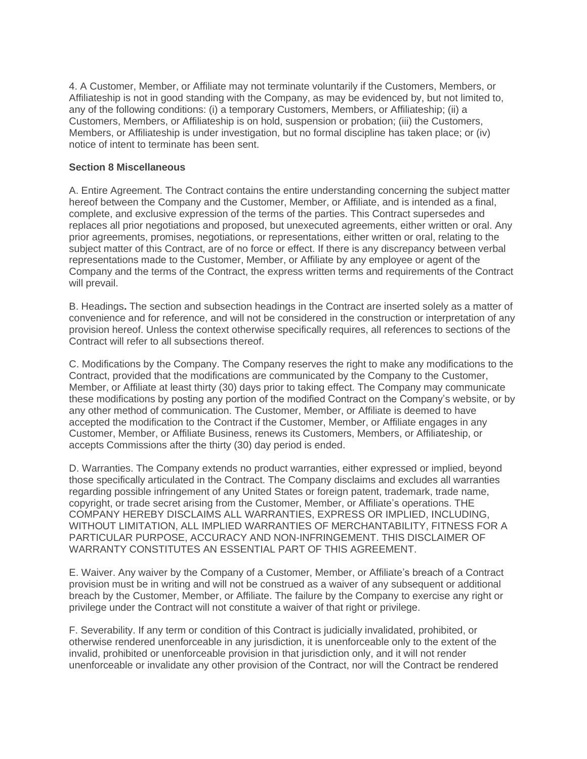4. A Customer, Member, or Affiliate may not terminate voluntarily if the Customers, Members, or Affiliateship is not in good standing with the Company, as may be evidenced by, but not limited to, any of the following conditions: (i) a temporary Customers, Members, or Affiliateship; (ii) a Customers, Members, or Affiliateship is on hold, suspension or probation; (iii) the Customers, Members, or Affiliateship is under investigation, but no formal discipline has taken place; or (iv) notice of intent to terminate has been sent.

**Section 8 Miscellaneous**

A. Entire Agreement. The Contract contains the entire understanding concerning the subject matter hereof between the Company and the Customer, Member, or Affiliate, and is intended as a final, complete, and exclusive expression of the terms of the parties. This Contract supersedes and replaces all prior negotiations and proposed, but unexecuted agreements, either written or oral. Any prior agreements, promises, negotiations, or representations, either written or oral, relating to the subject matter of this Contract, are of no force or effect. If there is any discrepancy between verbal representations made to the Customer, Member, or Affiliate by any employee or agent of the Company and the terms of the Contract, the express written terms and requirements of the Contract will prevail.

B. Headings**.** The section and subsection headings in the Contract are inserted solely as a matter of convenience and for reference, and will not be considered in the construction or interpretation of any provision hereof. Unless the context otherwise specifically requires, all references to sections of the Contract will refer to all subsections thereof.

C. Modifications by the Company. The Company reserves the right to make any modifications to the Contract, provided that the modifications are communicated by the Company to the Customer, Member, or Affiliate at least thirty (30) days prior to taking effect. The Company may communicate these modifications by posting any portion of the modified Contract on the Company's website, or by any other method of communication. The Customer, Member, or Affiliate is deemed to have accepted the modification to the Contract if the Customer, Member, or Affiliate engages in any Customer, Member, or Affiliate Business, renews its Customers, Members, or Affiliateship, or accepts Commissions after the thirty (30) day period is ended.

D. Warranties. The Company extends no product warranties, either expressed or implied, beyond those specifically articulated in the Contract. The Company disclaims and excludes all warranties regarding possible infringement of any United States or foreign patent, trademark, trade name, copyright, or trade secret arising from the Customer, Member, or Affiliate's operations. THE COMPANY HEREBY DISCLAIMS ALL WARRANTIES, EXPRESS OR IMPLIED, INCLUDING, WITHOUT LIMITATION, ALL IMPLIED WARRANTIES OF MERCHANTABILITY, FITNESS FOR A PARTICULAR PURPOSE, ACCURACY AND NON-INFRINGEMENT. THIS DISCLAIMER OF WARRANTY CONSTITUTES AN ESSENTIAL PART OF THIS AGREEMENT.

E. Waiver. Any waiver by the Company of a Customer, Member, or Affiliate's breach of a Contract provision must be in writing and will not be construed as a waiver of any subsequent or additional breach by the Customer, Member, or Affiliate. The failure by the Company to exercise any right or privilege under the Contract will not constitute a waiver of that right or privilege.

F. Severability. If any term or condition of this Contract is judicially invalidated, prohibited, or otherwise rendered unenforceable in any jurisdiction, it is unenforceable only to the extent of the invalid, prohibited or unenforceable provision in that jurisdiction only, and it will not render unenforceable or invalidate any other provision of the Contract, nor will the Contract be rendered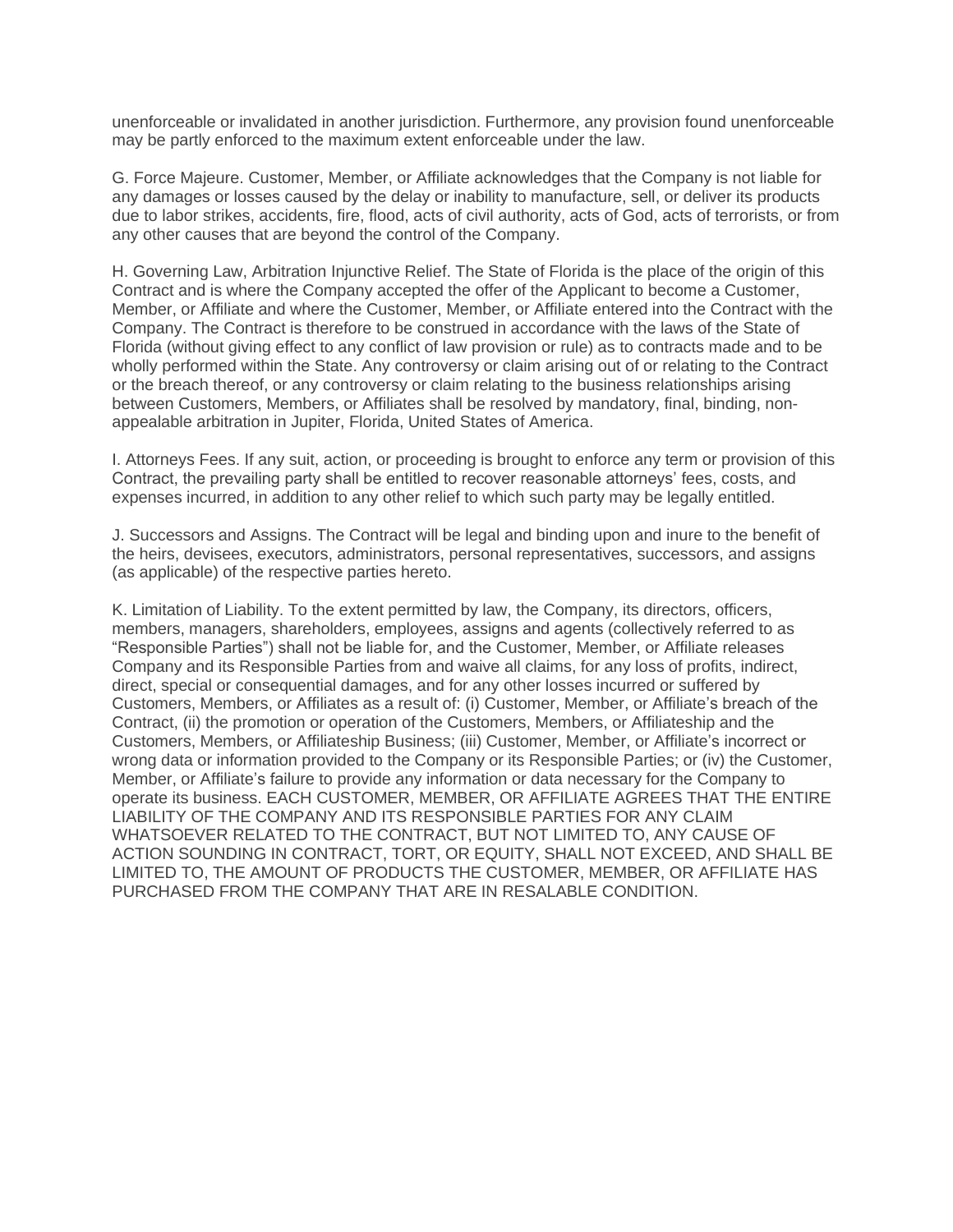unenforceable or invalidated in another jurisdiction. Furthermore, any provision found unenforceable may be partly enforced to the maximum extent enforceable under the law.

G. Force Majeure. Customer, Member, or Affiliate acknowledges that the Company is not liable for any damages or losses caused by the delay or inability to manufacture, sell, or deliver its products due to labor strikes, accidents, fire, flood, acts of civil authority, acts of God, acts of terrorists, or from any other causes that are beyond the control of the Company.

H. Governing Law, Arbitration Injunctive Relief. The State of Florida is the place of the origin of this Contract and is where the Company accepted the offer of the Applicant to become a Customer, Member, or Affiliate and where the Customer, Member, or Affiliate entered into the Contract with the Company. The Contract is therefore to be construed in accordance with the laws of the State of Florida (without giving effect to any conflict of law provision or rule) as to contracts made and to be wholly performed within the State. Any controversy or claim arising out of or relating to the Contract or the breach thereof, or any controversy or claim relating to the business relationships arising between Customers, Members, or Affiliates shall be resolved by mandatory, final, binding, non-appealable arbitration in Jupiter, Florida, United States of America.

I. Attorneys Fees. If any suit, action, or proceeding is brought to enforce any term or provision of this Contract, the prevailing party shall be entitled to recover reasonable attorneys' fees, costs, and expenses incurred, in addition to any other relief to which such party may be legally entitled.

J. Successors and Assigns. The Contract will be legal and binding upon and inure to the benefit of the heirs, devisees, executors, administrators, personal representatives, successors, and assigns (as applicable) of the respective parties hereto.

K. Limitation of Liability. To the extent permitted by law, the Company, its directors, officers, members, managers, shareholders, employees, assigns and agents (collectively referred to as "Responsible Parties") shall not be liable for, and the Customer, Member, or Affiliate releases Company and its Responsible Parties from and waive all claims, for any loss of profits, indirect, direct, special or consequential damages, and for any other losses incurred or suffered by Customers, Members, or Affiliates as a result of: (i) Customer, Member, or Affiliate's breach of the Contract, (ii) the promotion or operation of the Customers, Members, or Affiliateship and the Customers, Members, or Affiliateship Business; (iii) Customer, Member, or Affiliate's incorrect or wrong data or information provided to the Company or its Responsible Parties; or (iv) the Customer, Member, or Affiliate's failure to provide any information or data necessary for the Company to operate its business. EACH CUSTOMER, MEMBER, OR AFFILIATE AGREES THAT THE ENTIRE LIABILITY OF THE COMPANY AND ITS RESPONSIBLE PARTIES FOR ANY CLAIM WHATSOEVER RELATED TO THE CONTRACT, BUT NOT LIMITED TO, ANY CAUSE OF ACTION SOUNDING IN CONTRACT, TORT, OR EQUITY, SHALL NOT EXCEED, AND SHALL BE LIMITED TO, THE AMOUNT OF PRODUCTS THE CUSTOMER, MEMBER, OR AFFILIATE HAS PURCHASED FROM THE COMPANY THAT ARE IN RESALABLE CONDITION.